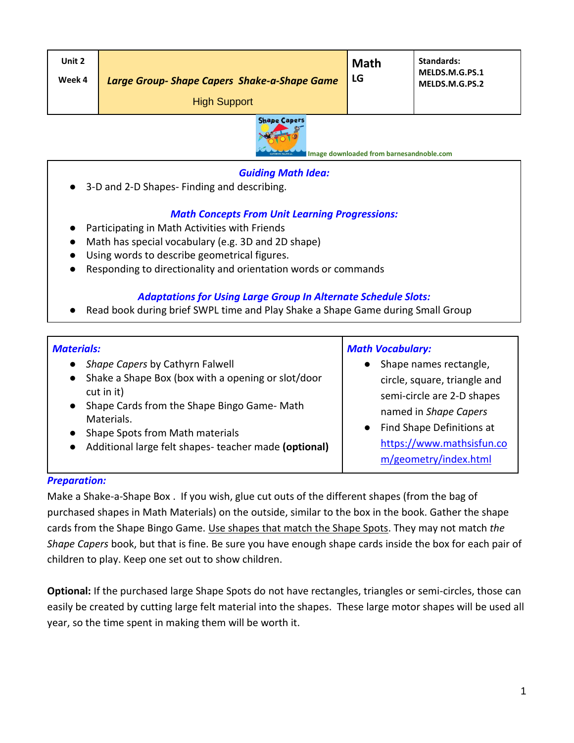| Unit 2<br><br>Week 4 | ***Large Group- Shape Capers Shake-a-Shape Game***<br><br>High Support | **Math**<br>**LG** | **Standards:**<br>**MELDS.M.G.PS.1**<br>**MELDS.M.G.PS.2** |
|---|---|---|---|

Image downloaded from barnesandnoble.com

### *Guiding Math Idea:*

- 3-D and 2-D Shapes- Finding and describing.

### *Math Concepts From Unit Learning Progressions:*

- Participating in Math Activities with Friends
- Math has special vocabulary (e.g. 3D and 2D shape)
- Using words to describe geometrical figures.
- Responding to directionality and orientation words or commands

### *Adaptations for Using Large Group In Alternate Schedule Slots:*

- Read book during brief SWPL time and Play Shake a Shape Game during Small Group

### *Materials:*

- *Shape Capers* by Cathyrn Falwell
- Shake a Shape Box (box with a opening or slot/door cut in it)
- Shape Cards from the Shape Bingo Game- Math Materials.
- Shape Spots from Math materials
- Additional large felt shapes- teacher made **(optional)**

### *Math Vocabulary:*

- Shape names rectangle, circle, square, triangle and semi-circle are 2-D shapes named in *Shape Capers*
- Find Shape Definitions at https://www.mathsisfun.com/geometry/index.html

### *Preparation:*

Make a Shake-a-Shape Box . If you wish, glue cut outs of the different shapes (from the bag of purchased shapes in Math Materials) on the outside, similar to the box in the book. Gather the shape cards from the Shape Bingo Game. Use shapes that match the Shape Spots. They may not match *the Shape Capers* book, but that is fine. Be sure you have enough shape cards inside the box for each pair of children to play. Keep one set out to show children.

**Optional:** If the purchased large Shape Spots do not have rectangles, triangles or semi-circles, those can easily be created by cutting large felt material into the shapes. These large motor shapes will be used all year, so the time spent in making them will be worth it.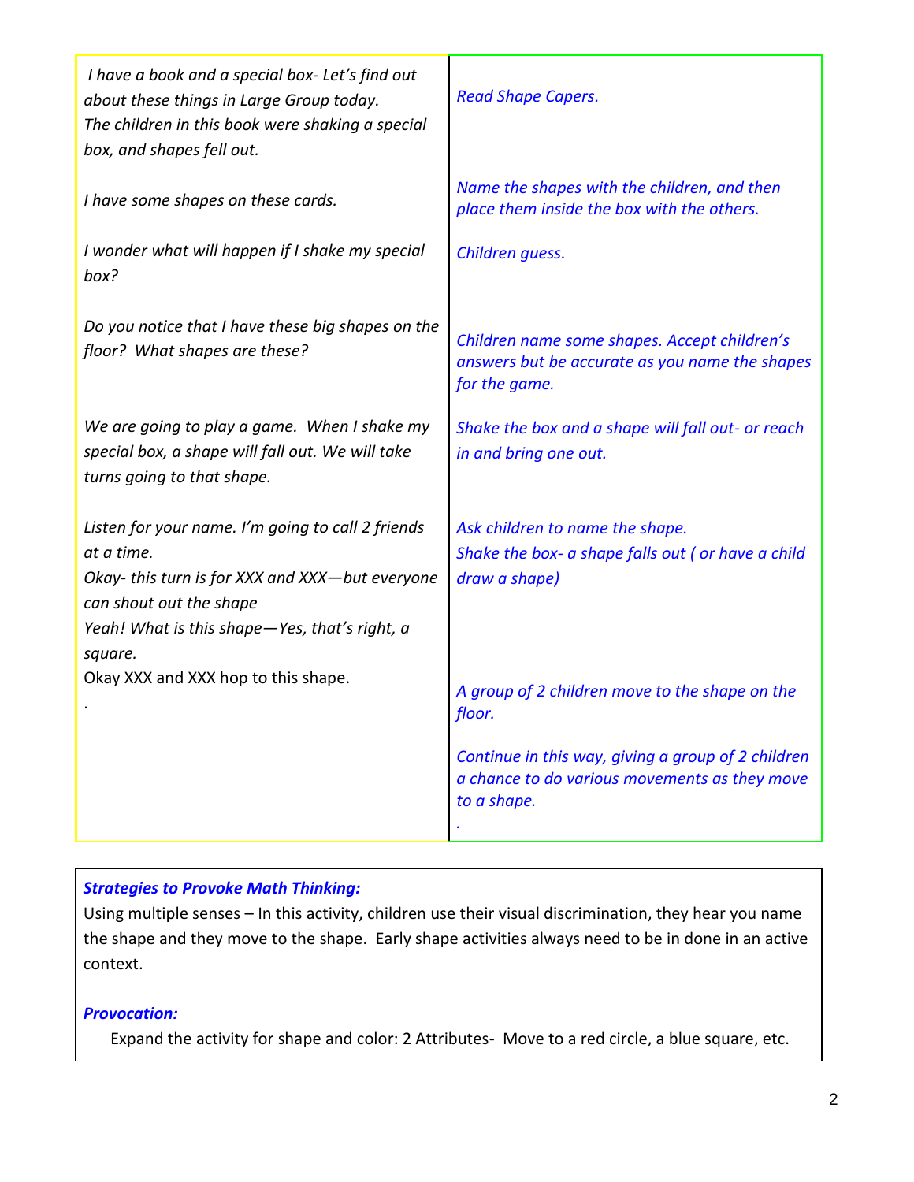| | |
|---|---|
| *I have a book and a special box- Let's find out about these things in Large Group today.* *The children in this book were shaking a special box, and shapes fell out.* | *Read Shape Capers.* |
| *I have some shapes on these cards.* | *Name the shapes with the children, and then place them inside the box with the others.* |
| *I wonder what will happen if I shake my special box?* | *Children guess.* |
| *Do you notice that I have these big shapes on the floor? What shapes are these?* | *Children name some shapes. Accept children's answers but be accurate as you name the shapes for the game.* |
| *We are going to play a game. When I shake my special box, a shape will fall out. We will take turns going to that shape.* | *Shake the box and a shape will fall out- or reach in and bring one out.* |
| *Listen for your name. I'm going to call 2 friends at a time.* *Okay- this turn is for XXX and XXX—but everyone can shout out the shape* *Yeah! What is this shape—Yes, that's right, a square.* Okay XXX and XXX hop to this shape. . | *Ask children to name the shape.* *Shake the box- a shape falls out ( or have a child draw a shape)* *A group of 2 children move to the shape on the floor.* *Continue in this way, giving a group of 2 children a chance to do various movements as they move to a shape.* *.* |

***Strategies to Provoke Math Thinking:***

Using multiple senses – In this activity, children use their visual discrimination, they hear you name the shape and they move to the shape. Early shape activities always need to be in done in an active context.

***Provocation:***

Expand the activity for shape and color: 2 Attributes- Move to a red circle, a blue square, etc.